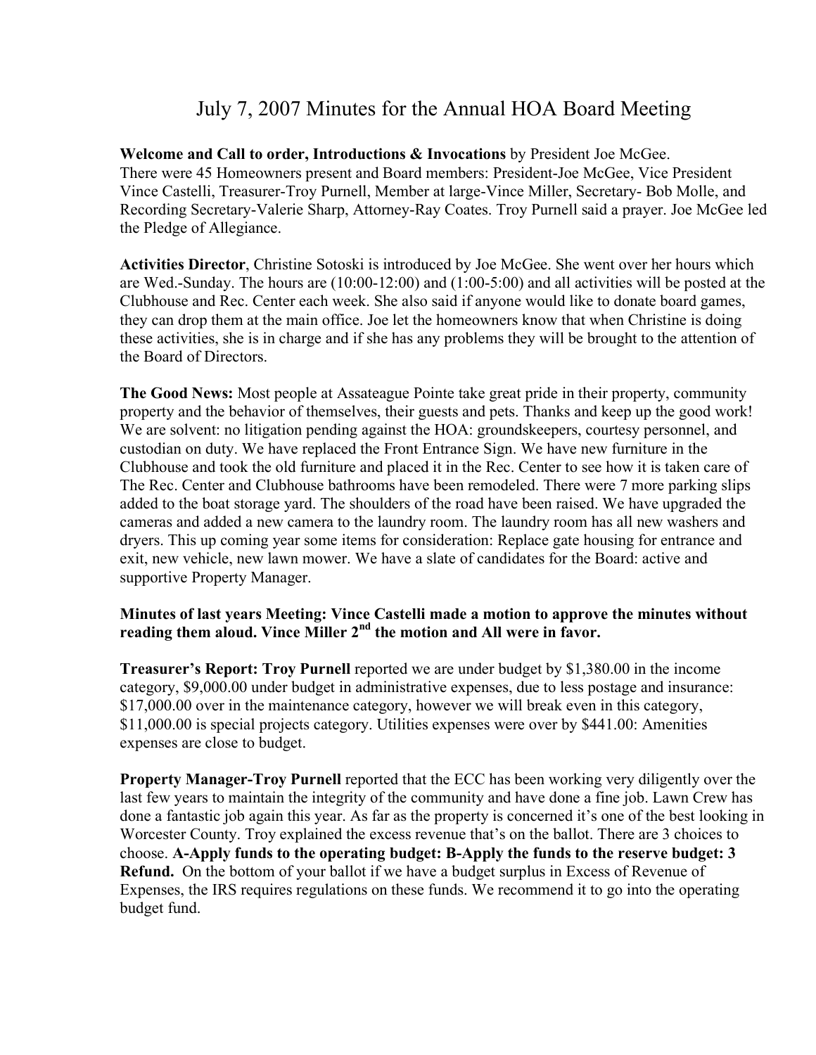# July 7, 2007 Minutes for the Annual HOA Board Meeting

**Welcome and Call to order, Introductions & Invocations** by President Joe McGee. There were 45 Homeowners present and Board members: President-Joe McGee, Vice President Vince Castelli, Treasurer-Troy Purnell, Member at large-Vince Miller, Secretary- Bob Molle, and Recording Secretary-Valerie Sharp, Attorney-Ray Coates. Troy Purnell said a prayer. Joe McGee led the Pledge of Allegiance.

**Activities Director**, Christine Sotoski is introduced by Joe McGee. She went over her hours which are Wed.-Sunday. The hours are (10:00-12:00) and (1:00-5:00) and all activities will be posted at the Clubhouse and Rec. Center each week. She also said if anyone would like to donate board games, they can drop them at the main office. Joe let the homeowners know that when Christine is doing these activities, she is in charge and if she has any problems they will be brought to the attention of the Board of Directors.

**The Good News:** Most people at Assateague Pointe take great pride in their property, community property and the behavior of themselves, their guests and pets. Thanks and keep up the good work! We are solvent: no litigation pending against the HOA: groundskeepers, courtesy personnel, and custodian on duty. We have replaced the Front Entrance Sign. We have new furniture in the Clubhouse and took the old furniture and placed it in the Rec. Center to see how it is taken care of The Rec. Center and Clubhouse bathrooms have been remodeled. There were 7 more parking slips added to the boat storage yard. The shoulders of the road have been raised. We have upgraded the cameras and added a new camera to the laundry room. The laundry room has all new washers and dryers. This up coming year some items for consideration: Replace gate housing for entrance and exit, new vehicle, new lawn mower. We have a slate of candidates for the Board: active and supportive Property Manager.

**Minutes of last years Meeting: Vince Castelli made a motion to approve the minutes without reading them aloud. Vince Miller 2nd the motion and All were in favor.**

**Treasurer's Report: Troy Purnell** reported we are under budget by $1,380.00 in the income category, $9,000.00 under budget in administrative expenses, due to less postage and insurance: $17,000.00 over in the maintenance category, however we will break even in this category, $11,000.00 is special projects category. Utilities expenses were over by $441.00: Amenities expenses are close to budget.

**Property Manager-Troy Purnell** reported that the ECC has been working very diligently over the last few years to maintain the integrity of the community and have done a fine job. Lawn Crew has done a fantastic job again this year. As far as the property is concerned it's one of the best looking in Worcester County. Troy explained the excess revenue that's on the ballot. There are 3 choices to choose. **A-Apply funds to the operating budget: B-Apply the funds to the reserve budget: 3 Refund.** On the bottom of your ballot if we have a budget surplus in Excess of Revenue of Expenses, the IRS requires regulations on these funds. We recommend it to go into the operating budget fund.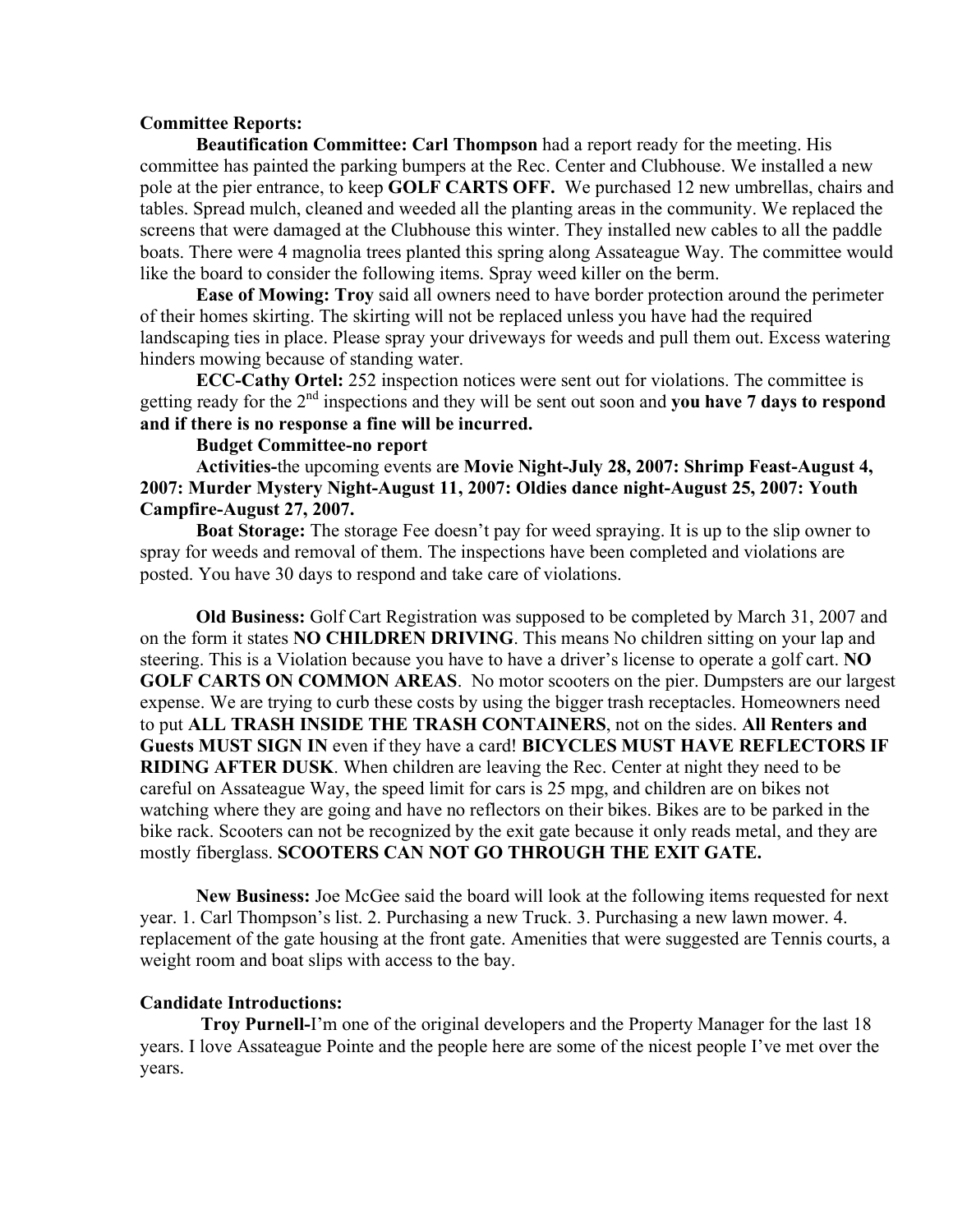**Committee Reports:**

**Beautification Committee: Carl Thompson** had a report ready for the meeting. His committee has painted the parking bumpers at the Rec. Center and Clubhouse. We installed a new pole at the pier entrance, to keep **GOLF CARTS OFF.** We purchased 12 new umbrellas, chairs and tables. Spread mulch, cleaned and weeded all the planting areas in the community. We replaced the screens that were damaged at the Clubhouse this winter. They installed new cables to all the paddle boats. There were 4 magnolia trees planted this spring along Assateague Way. The committee would like the board to consider the following items. Spray weed killer on the berm.

**Ease of Mowing: Troy** said all owners need to have border protection around the perimeter of their homes skirting. The skirting will not be replaced unless you have had the required landscaping ties in place. Please spray your driveways for weeds and pull them out. Excess watering hinders mowing because of standing water.

**ECC-Cathy Ortel:** 252 inspection notices were sent out for violations. The committee is getting ready for the 2nd inspections and they will be sent out soon and **you have 7 days to respond and if there is no response a fine will be incurred.**

**Budget Committee-no report**

**Activities-**the upcoming events ar**e Movie Night-July 28, 2007: Shrimp Feast-August 4, 2007: Murder Mystery Night-August 11, 2007: Oldies dance night-August 25, 2007: Youth Campfire-August 27, 2007.**

**Boat Storage:** The storage Fee doesn't pay for weed spraying. It is up to the slip owner to spray for weeds and removal of them. The inspections have been completed and violations are posted. You have 30 days to respond and take care of violations.

**Old Business:** Golf Cart Registration was supposed to be completed by March 31, 2007 and on the form it states **NO CHILDREN DRIVING**. This means No children sitting on your lap and steering. This is a Violation because you have to have a driver's license to operate a golf cart. **NO GOLF CARTS ON COMMON AREAS**. No motor scooters on the pier. Dumpsters are our largest expense. We are trying to curb these costs by using the bigger trash receptacles. Homeowners need to put **ALL TRASH INSIDE THE TRASH CONTAINERS**, not on the sides. **All Renters and Guests MUST SIGN IN** even if they have a card! **BICYCLES MUST HAVE REFLECTORS IF RIDING AFTER DUSK**. When children are leaving the Rec. Center at night they need to be careful on Assateague Way, the speed limit for cars is 25 mpg, and children are on bikes not watching where they are going and have no reflectors on their bikes. Bikes are to be parked in the bike rack. Scooters can not be recognized by the exit gate because it only reads metal, and they are mostly fiberglass. **SCOOTERS CAN NOT GO THROUGH THE EXIT GATE.**

**New Business:** Joe McGee said the board will look at the following items requested for next year. 1. Carl Thompson's list. 2. Purchasing a new Truck. 3. Purchasing a new lawn mower. 4. replacement of the gate housing at the front gate. Amenities that were suggested are Tennis courts, a weight room and boat slips with access to the bay.

**Candidate Introductions:**

**Troy Purnell-**I'm one of the original developers and the Property Manager for the last 18 years. I love Assateague Pointe and the people here are some of the nicest people I've met over the years.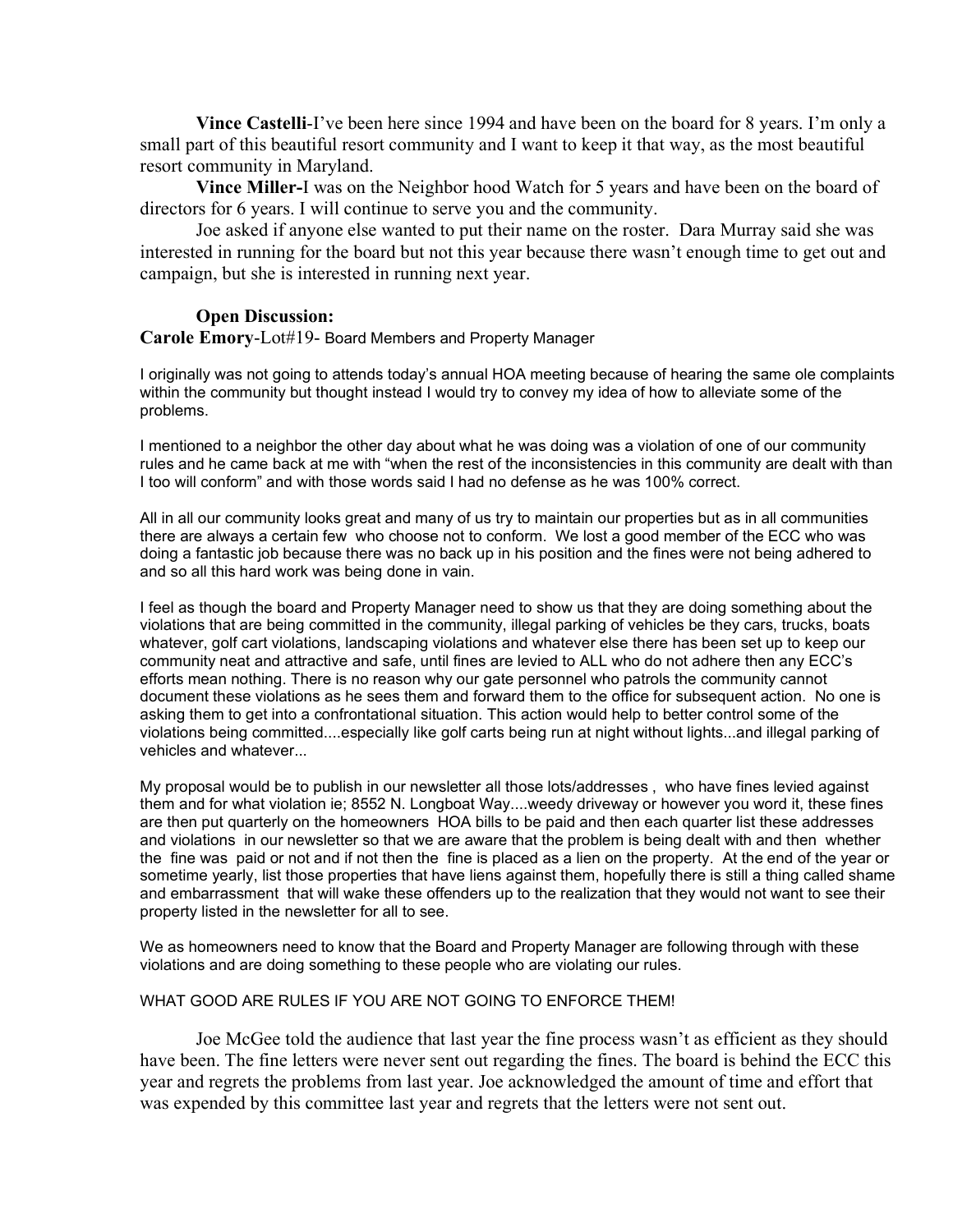**Vince Castelli**-I've been here since 1994 and have been on the board for 8 years. I'm only a small part of this beautiful resort community and I want to keep it that way, as the most beautiful resort community in Maryland.

**Vince Miller-**I was on the Neighbor hood Watch for 5 years and have been on the board of directors for 6 years. I will continue to serve you and the community.

Joe asked if anyone else wanted to put their name on the roster. Dara Murray said she was interested in running for the board but not this year because there wasn't enough time to get out and campaign, but she is interested in running next year.

**Open Discussion:**

**Carole Emory**-Lot#19- Board Members and Property Manager

I originally was not going to attends today's annual HOA meeting because of hearing the same ole complaints within the community but thought instead I would try to convey my idea of how to alleviate some of the problems.

I mentioned to a neighbor the other day about what he was doing was a violation of one of our community rules and he came back at me with "when the rest of the inconsistencies in this community are dealt with than I too will conform" and with those words said I had no defense as he was 100% correct.

All in all our community looks great and many of us try to maintain our properties but as in all communities there are always a certain few who choose not to conform. We lost a good member of the ECC who was doing a fantastic job because there was no back up in his position and the fines were not being adhered to and so all this hard work was being done in vain.

I feel as though the board and Property Manager need to show us that they are doing something about the violations that are being committed in the community, illegal parking of vehicles be they cars, trucks, boats whatever, golf cart violations, landscaping violations and whatever else there has been set up to keep our community neat and attractive and safe, until fines are levied to ALL who do not adhere then any ECC's efforts mean nothing. There is no reason why our gate personnel who patrols the community cannot document these violations as he sees them and forward them to the office for subsequent action. No one is asking them to get into a confrontational situation. This action would help to better control some of the violations being committed....especially like golf carts being run at night without lights...and illegal parking of vehicles and whatever...

My proposal would be to publish in our newsletter all those lots/addresses , who have fines levied against them and for what violation ie; 8552 N. Longboat Way....weedy driveway or however you word it, these fines are then put quarterly on the homeowners HOA bills to be paid and then each quarter list these addresses and violations in our newsletter so that we are aware that the problem is being dealt with and then whether the fine was paid or not and if not then the fine is placed as a lien on the property. At the end of the year or sometime yearly, list those properties that have liens against them, hopefully there is still a thing called shame and embarrassment that will wake these offenders up to the realization that they would not want to see their property listed in the newsletter for all to see.

We as homeowners need to know that the Board and Property Manager are following through with these violations and are doing something to these people who are violating our rules.

WHAT GOOD ARE RULES IF YOU ARE NOT GOING TO ENFORCE THEM!

Joe McGee told the audience that last year the fine process wasn't as efficient as they should have been. The fine letters were never sent out regarding the fines. The board is behind the ECC this year and regrets the problems from last year. Joe acknowledged the amount of time and effort that was expended by this committee last year and regrets that the letters were not sent out.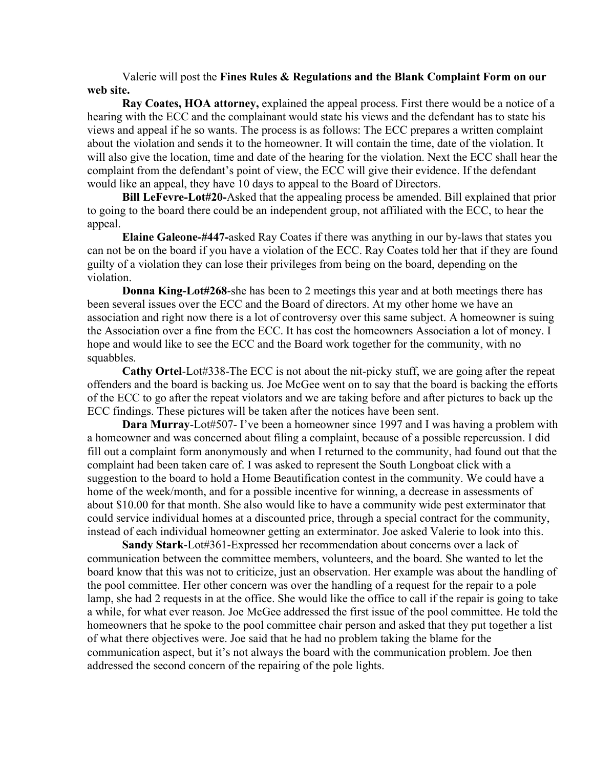Valerie will post the **Fines Rules & Regulations and the Blank Complaint Form on our web site.**

**Ray Coates, HOA attorney,** explained the appeal process. First there would be a notice of a hearing with the ECC and the complainant would state his views and the defendant has to state his views and appeal if he so wants. The process is as follows: The ECC prepares a written complaint about the violation and sends it to the homeowner. It will contain the time, date of the violation. It will also give the location, time and date of the hearing for the violation. Next the ECC shall hear the complaint from the defendant's point of view, the ECC will give their evidence. If the defendant would like an appeal, they have 10 days to appeal to the Board of Directors.

**Bill LeFevre-Lot#20-**Asked that the appealing process be amended. Bill explained that prior to going to the board there could be an independent group, not affiliated with the ECC, to hear the appeal.

**Elaine Galeone-#447-**asked Ray Coates if there was anything in our by-laws that states you can not be on the board if you have a violation of the ECC. Ray Coates told her that if they are found guilty of a violation they can lose their privileges from being on the board, depending on the violation.

**Donna King-Lot#268**-she has been to 2 meetings this year and at both meetings there has been several issues over the ECC and the Board of directors. At my other home we have an association and right now there is a lot of controversy over this same subject. A homeowner is suing the Association over a fine from the ECC. It has cost the homeowners Association a lot of money. I hope and would like to see the ECC and the Board work together for the community, with no squabbles.

**Cathy Ortel**-Lot#338-The ECC is not about the nit-picky stuff, we are going after the repeat offenders and the board is backing us. Joe McGee went on to say that the board is backing the efforts of the ECC to go after the repeat violators and we are taking before and after pictures to back up the ECC findings. These pictures will be taken after the notices have been sent.

**Dara Murray**-Lot#507- I've been a homeowner since 1997 and I was having a problem with a homeowner and was concerned about filing a complaint, because of a possible repercussion. I did fill out a complaint form anonymously and when I returned to the community, had found out that the complaint had been taken care of. I was asked to represent the South Longboat click with a suggestion to the board to hold a Home Beautification contest in the community. We could have a home of the week/month, and for a possible incentive for winning, a decrease in assessments of about $10.00 for that month. She also would like to have a community wide pest exterminator that could service individual homes at a discounted price, through a special contract for the community, instead of each individual homeowner getting an exterminator. Joe asked Valerie to look into this.

**Sandy Stark**-Lot#361-Expressed her recommendation about concerns over a lack of communication between the committee members, volunteers, and the board. She wanted to let the board know that this was not to criticize, just an observation. Her example was about the handling of the pool committee. Her other concern was over the handling of a request for the repair to a pole lamp, she had 2 requests in at the office. She would like the office to call if the repair is going to take a while, for what ever reason. Joe McGee addressed the first issue of the pool committee. He told the homeowners that he spoke to the pool committee chair person and asked that they put together a list of what there objectives were. Joe said that he had no problem taking the blame for the communication aspect, but it's not always the board with the communication problem. Joe then addressed the second concern of the repairing of the pole lights.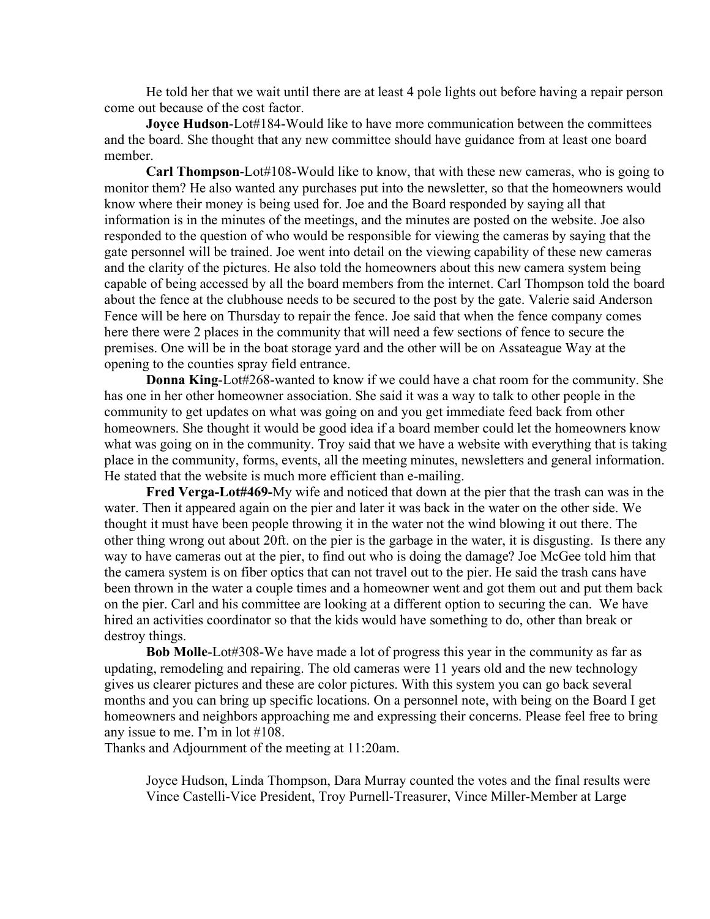He told her that we wait until there are at least 4 pole lights out before having a repair person come out because of the cost factor.

**Joyce Hudson**-Lot#184-Would like to have more communication between the committees and the board. She thought that any new committee should have guidance from at least one board member.

**Carl Thompson**-Lot#108-Would like to know, that with these new cameras, who is going to monitor them? He also wanted any purchases put into the newsletter, so that the homeowners would know where their money is being used for. Joe and the Board responded by saying all that information is in the minutes of the meetings, and the minutes are posted on the website. Joe also responded to the question of who would be responsible for viewing the cameras by saying that the gate personnel will be trained. Joe went into detail on the viewing capability of these new cameras and the clarity of the pictures. He also told the homeowners about this new camera system being capable of being accessed by all the board members from the internet. Carl Thompson told the board about the fence at the clubhouse needs to be secured to the post by the gate. Valerie said Anderson Fence will be here on Thursday to repair the fence. Joe said that when the fence company comes here there were 2 places in the community that will need a few sections of fence to secure the premises. One will be in the boat storage yard and the other will be on Assateague Way at the opening to the counties spray field entrance.

**Donna King**-Lot#268-wanted to know if we could have a chat room for the community. She has one in her other homeowner association. She said it was a way to talk to other people in the community to get updates on what was going on and you get immediate feed back from other homeowners. She thought it would be good idea if a board member could let the homeowners know what was going on in the community. Troy said that we have a website with everything that is taking place in the community, forms, events, all the meeting minutes, newsletters and general information. He stated that the website is much more efficient than e-mailing.

**Fred Verga-Lot#469-**My wife and noticed that down at the pier that the trash can was in the water. Then it appeared again on the pier and later it was back in the water on the other side. We thought it must have been people throwing it in the water not the wind blowing it out there. The other thing wrong out about 20ft. on the pier is the garbage in the water, it is disgusting. Is there any way to have cameras out at the pier, to find out who is doing the damage? Joe McGee told him that the camera system is on fiber optics that can not travel out to the pier. He said the trash cans have been thrown in the water a couple times and a homeowner went and got them out and put them back on the pier. Carl and his committee are looking at a different option to securing the can. We have hired an activities coordinator so that the kids would have something to do, other than break or destroy things.

**Bob Molle**-Lot#308-We have made a lot of progress this year in the community as far as updating, remodeling and repairing. The old cameras were 11 years old and the new technology gives us clearer pictures and these are color pictures. With this system you can go back several months and you can bring up specific locations. On a personnel note, with being on the Board I get homeowners and neighbors approaching me and expressing their concerns. Please feel free to bring any issue to me. I'm in lot #108.

Thanks and Adjournment of the meeting at 11:20am.

Joyce Hudson, Linda Thompson, Dara Murray counted the votes and the final results were Vince Castelli-Vice President, Troy Purnell-Treasurer, Vince Miller-Member at Large